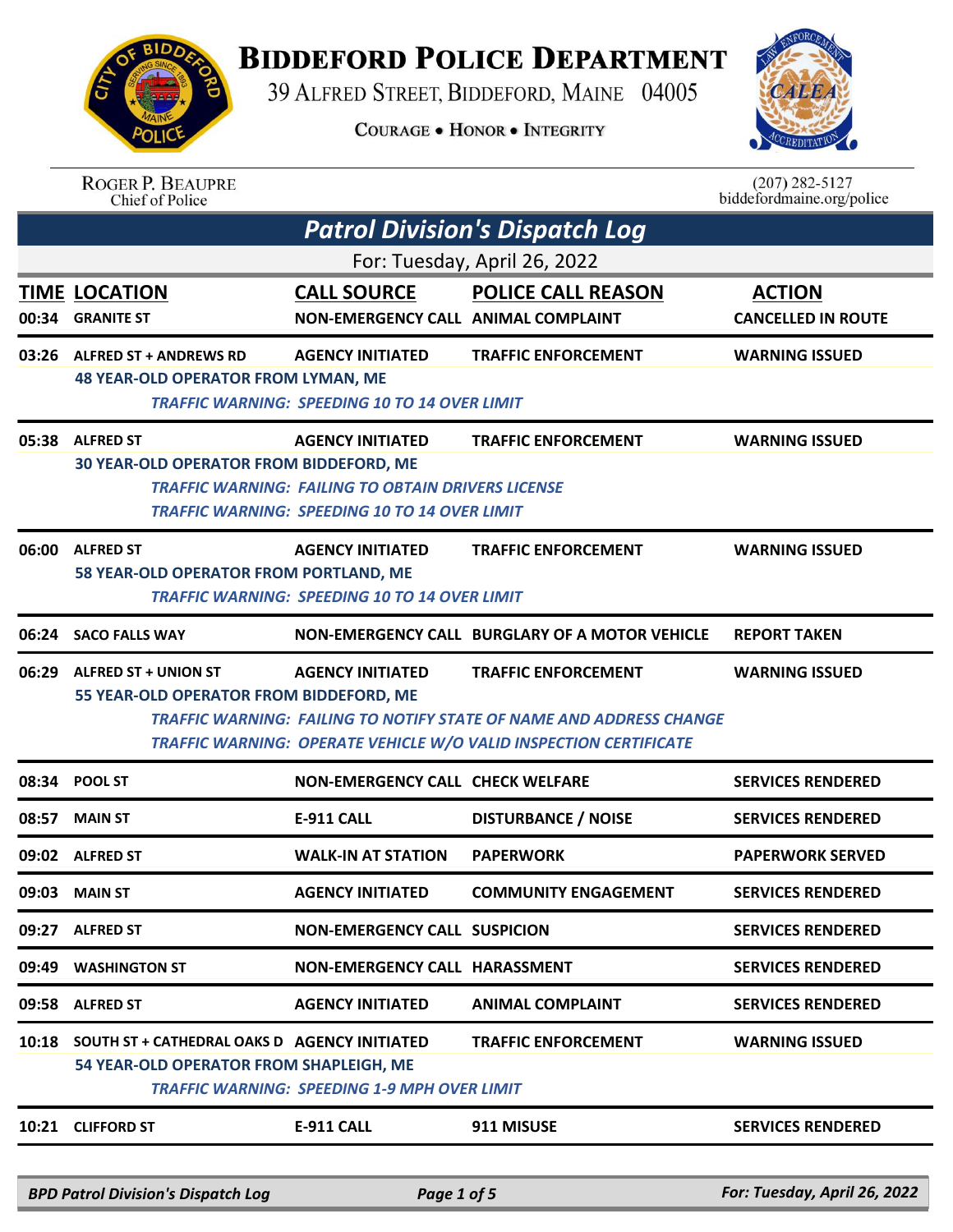# Biddeford Police Department

39 Alfred Street, Biddeford, Maine 04005

Courage • Honor • Integrity

Roger P. Beaupre
Chief of Police

(207) 282-5127
biddefordmaine.org/police

## Patrol Division's Dispatch Log

For: Tuesday, April 26, 2022

| TIME | LOCATION | CALL SOURCE | POLICE CALL REASON | ACTION |
|---|---|---|---|---|
| 00:34 | GRANITE ST | NON-EMERGENCY CALL | ANIMAL COMPLAINT | CANCELLED IN ROUTE |
| 03:26 | ALFRED ST + ANDREWS RD | AGENCY INITIATED | TRAFFIC ENFORCEMENT | WARNING ISSUED |
| | 48 YEAR-OLD OPERATOR FROM LYMAN, ME<br>*TRAFFIC WARNING: SPEEDING 10 TO 14 OVER LIMIT* | | | |
| 05:38 | ALFRED ST | AGENCY INITIATED | TRAFFIC ENFORCEMENT | WARNING ISSUED |
| | 30 YEAR-OLD OPERATOR FROM BIDDEFORD, ME<br>*TRAFFIC WARNING: FAILING TO OBTAIN DRIVERS LICENSE*<br>*TRAFFIC WARNING: SPEEDING 10 TO 14 OVER LIMIT* | | | |
| 06:00 | ALFRED ST | AGENCY INITIATED | TRAFFIC ENFORCEMENT | WARNING ISSUED |
| | 58 YEAR-OLD OPERATOR FROM PORTLAND, ME<br>*TRAFFIC WARNING: SPEEDING 10 TO 14 OVER LIMIT* | | | |
| 06:24 | SACO FALLS WAY | NON-EMERGENCY CALL | BURGLARY OF A MOTOR VEHICLE | REPORT TAKEN |
| 06:29 | ALFRED ST + UNION ST | AGENCY INITIATED | TRAFFIC ENFORCEMENT | WARNING ISSUED |
| | 55 YEAR-OLD OPERATOR FROM BIDDEFORD, ME<br>*TRAFFIC WARNING: FAILING TO NOTIFY STATE OF NAME AND ADDRESS CHANGE*<br>*TRAFFIC WARNING: OPERATE VEHICLE W/O VALID INSPECTION CERTIFICATE* | | | |
| 08:34 | POOL ST | NON-EMERGENCY CALL | CHECK WELFARE | SERVICES RENDERED |
| 08:57 | MAIN ST | E-911 CALL | DISTURBANCE / NOISE | SERVICES RENDERED |
| 09:02 | ALFRED ST | WALK-IN AT STATION | PAPERWORK | PAPERWORK SERVED |
| 09:03 | MAIN ST | AGENCY INITIATED | COMMUNITY ENGAGEMENT | SERVICES RENDERED |
| 09:27 | ALFRED ST | NON-EMERGENCY CALL | SUSPICION | SERVICES RENDERED |
| 09:49 | WASHINGTON ST | NON-EMERGENCY CALL | HARASSMENT | SERVICES RENDERED |
| 09:58 | ALFRED ST | AGENCY INITIATED | ANIMAL COMPLAINT | SERVICES RENDERED |
| 10:18 | SOUTH ST + CATHEDRAL OAKS D | AGENCY INITIATED | TRAFFIC ENFORCEMENT | WARNING ISSUED |
| | 54 YEAR-OLD OPERATOR FROM SHAPLEIGH, ME<br>*TRAFFIC WARNING: SPEEDING 1-9 MPH OVER LIMIT* | | | |
| 10:21 | CLIFFORD ST | E-911 CALL | 911 MISUSE | SERVICES RENDERED |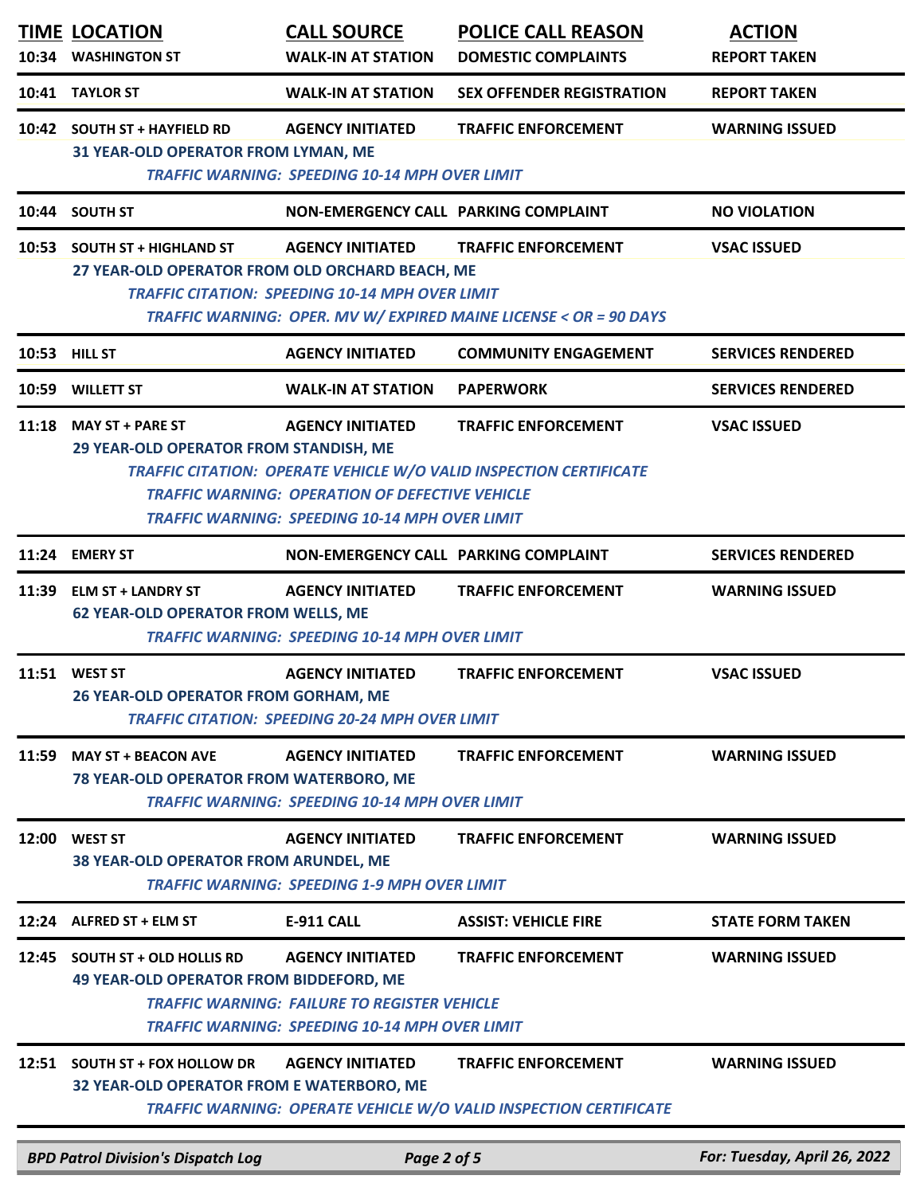| TIME | LOCATION | CALL SOURCE | POLICE CALL REASON | ACTION |
|---|---|---|---|---|
| 10:34 | WASHINGTON ST | WALK-IN AT STATION | DOMESTIC COMPLAINTS | REPORT TAKEN |
| 10:41 | TAYLOR ST | WALK-IN AT STATION | SEX OFFENDER REGISTRATION | REPORT TAKEN |
| 10:42 | SOUTH ST + HAYFIELD RD<br>31 YEAR-OLD OPERATOR FROM LYMAN, ME<br>*TRAFFIC WARNING: SPEEDING 10-14 MPH OVER LIMIT* | AGENCY INITIATED | TRAFFIC ENFORCEMENT | WARNING ISSUED |
| 10:44 | SOUTH ST | NON-EMERGENCY CALL | PARKING COMPLAINT | NO VIOLATION |
| 10:53 | SOUTH ST + HIGHLAND ST<br>27 YEAR-OLD OPERATOR FROM OLD ORCHARD BEACH, ME<br>*TRAFFIC CITATION: SPEEDING 10-14 MPH OVER LIMIT*<br>*TRAFFIC WARNING: OPER. MV W/ EXPIRED MAINE LICENSE < OR = 90 DAYS* | AGENCY INITIATED | TRAFFIC ENFORCEMENT | VSAC ISSUED |
| 10:53 | HILL ST | AGENCY INITIATED | COMMUNITY ENGAGEMENT | SERVICES RENDERED |
| 10:59 | WILLETT ST | WALK-IN AT STATION | PAPERWORK | SERVICES RENDERED |
| 11:18 | MAY ST + PARE ST<br>29 YEAR-OLD OPERATOR FROM STANDISH, ME<br>*TRAFFIC CITATION: OPERATE VEHICLE W/O VALID INSPECTION CERTIFICATE*<br>*TRAFFIC WARNING: OPERATION OF DEFECTIVE VEHICLE*<br>*TRAFFIC WARNING: SPEEDING 10-14 MPH OVER LIMIT* | AGENCY INITIATED | TRAFFIC ENFORCEMENT | VSAC ISSUED |
| 11:24 | EMERY ST | NON-EMERGENCY CALL | PARKING COMPLAINT | SERVICES RENDERED |
| 11:39 | ELM ST + LANDRY ST<br>62 YEAR-OLD OPERATOR FROM WELLS, ME<br>*TRAFFIC WARNING: SPEEDING 10-14 MPH OVER LIMIT* | AGENCY INITIATED | TRAFFIC ENFORCEMENT | WARNING ISSUED |
| 11:51 | WEST ST<br>26 YEAR-OLD OPERATOR FROM GORHAM, ME<br>*TRAFFIC CITATION: SPEEDING 20-24 MPH OVER LIMIT* | AGENCY INITIATED | TRAFFIC ENFORCEMENT | VSAC ISSUED |
| 11:59 | MAY ST + BEACON AVE<br>78 YEAR-OLD OPERATOR FROM WATERBORO, ME<br>*TRAFFIC WARNING: SPEEDING 10-14 MPH OVER LIMIT* | AGENCY INITIATED | TRAFFIC ENFORCEMENT | WARNING ISSUED |
| 12:00 | WEST ST<br>38 YEAR-OLD OPERATOR FROM ARUNDEL, ME<br>*TRAFFIC WARNING: SPEEDING 1-9 MPH OVER LIMIT* | AGENCY INITIATED | TRAFFIC ENFORCEMENT | WARNING ISSUED |
| 12:24 | ALFRED ST + ELM ST | E-911 CALL | ASSIST: VEHICLE FIRE | STATE FORM TAKEN |
| 12:45 | SOUTH ST + OLD HOLLIS RD<br>49 YEAR-OLD OPERATOR FROM BIDDEFORD, ME<br>*TRAFFIC WARNING: FAILURE TO REGISTER VEHICLE*<br>*TRAFFIC WARNING: SPEEDING 10-14 MPH OVER LIMIT* | AGENCY INITIATED | TRAFFIC ENFORCEMENT | WARNING ISSUED |
| 12:51 | SOUTH ST + FOX HOLLOW DR<br>32 YEAR-OLD OPERATOR FROM E WATERBORO, ME<br>*TRAFFIC WARNING: OPERATE VEHICLE W/O VALID INSPECTION CERTIFICATE* | AGENCY INITIATED | TRAFFIC ENFORCEMENT | WARNING ISSUED |

*BPD Patrol Division's Dispatch Log* — *For: Tuesday, April 26, 2022*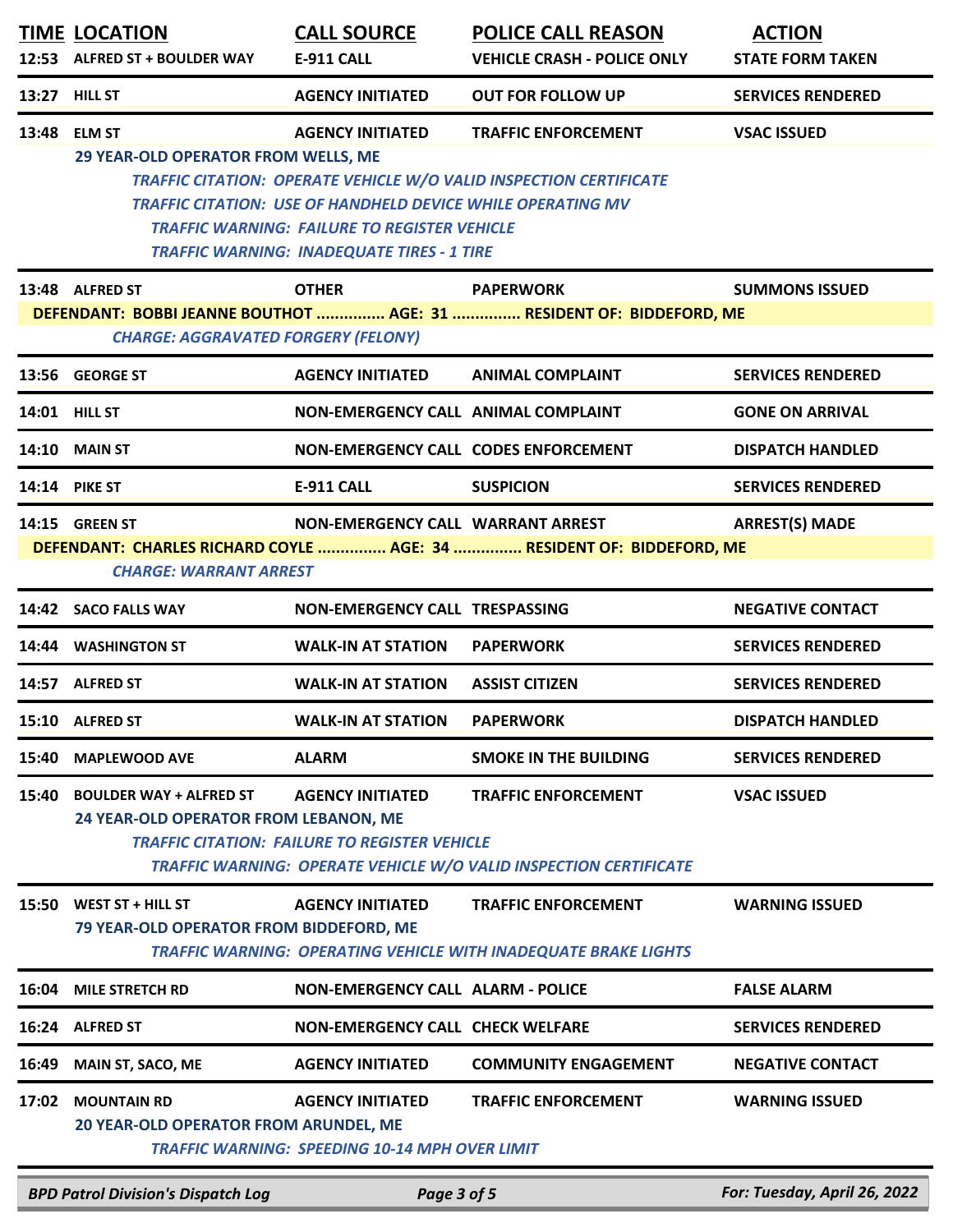| TIME | LOCATION | CALL SOURCE | POLICE CALL REASON | ACTION |
|---|---|---|---|---|
| 12:53 | ALFRED ST + BOULDER WAY | E-911 CALL | VEHICLE CRASH - POLICE ONLY | STATE FORM TAKEN |
| 13:27 | HILL ST | AGENCY INITIATED | OUT FOR FOLLOW UP | SERVICES RENDERED |
| 13:48 | ELM ST | AGENCY INITIATED | TRAFFIC ENFORCEMENT | VSAC ISSUED |
| | 29 YEAR-OLD OPERATOR FROM WELLS, ME<br>*TRAFFIC CITATION: OPERATE VEHICLE W/O VALID INSPECTION CERTIFICATE*<br>*TRAFFIC CITATION: USE OF HANDHELD DEVICE WHILE OPERATING MV*<br>*TRAFFIC WARNING: FAILURE TO REGISTER VEHICLE*<br>*TRAFFIC WARNING: INADEQUATE TIRES - 1 TIRE* | | | |
| 13:48 | ALFRED ST | OTHER | PAPERWORK | SUMMONS ISSUED |
| | DEFENDANT: BOBBI JEANNE BOUTHOT ............... AGE: 31 ............... RESIDENT OF: BIDDEFORD, ME<br>*CHARGE: AGGRAVATED FORGERY (FELONY)* | | | |
| 13:56 | GEORGE ST | AGENCY INITIATED | ANIMAL COMPLAINT | SERVICES RENDERED |
| 14:01 | HILL ST | NON-EMERGENCY CALL | ANIMAL COMPLAINT | GONE ON ARRIVAL |
| 14:10 | MAIN ST | NON-EMERGENCY CALL | CODES ENFORCEMENT | DISPATCH HANDLED |
| 14:14 | PIKE ST | E-911 CALL | SUSPICION | SERVICES RENDERED |
| 14:15 | GREEN ST | NON-EMERGENCY CALL | WARRANT ARREST | ARREST(S) MADE |
| | DEFENDANT: CHARLES RICHARD COYLE ............... AGE: 34 ............... RESIDENT OF: BIDDEFORD, ME<br>*CHARGE: WARRANT ARREST* | | | |
| 14:42 | SACO FALLS WAY | NON-EMERGENCY CALL | TRESPASSING | NEGATIVE CONTACT |
| 14:44 | WASHINGTON ST | WALK-IN AT STATION | PAPERWORK | SERVICES RENDERED |
| 14:57 | ALFRED ST | WALK-IN AT STATION | ASSIST CITIZEN | SERVICES RENDERED |
| 15:10 | ALFRED ST | WALK-IN AT STATION | PAPERWORK | DISPATCH HANDLED |
| 15:40 | MAPLEWOOD AVE | ALARM | SMOKE IN THE BUILDING | SERVICES RENDERED |
| 15:40 | BOULDER WAY + ALFRED ST | AGENCY INITIATED | TRAFFIC ENFORCEMENT | VSAC ISSUED |
| | 24 YEAR-OLD OPERATOR FROM LEBANON, ME<br>*TRAFFIC CITATION: FAILURE TO REGISTER VEHICLE*<br>*TRAFFIC WARNING: OPERATE VEHICLE W/O VALID INSPECTION CERTIFICATE* | | | |
| 15:50 | WEST ST + HILL ST | AGENCY INITIATED | TRAFFIC ENFORCEMENT | WARNING ISSUED |
| | 79 YEAR-OLD OPERATOR FROM BIDDEFORD, ME<br>*TRAFFIC WARNING: OPERATING VEHICLE WITH INADEQUATE BRAKE LIGHTS* | | | |
| 16:04 | MILE STRETCH RD | NON-EMERGENCY CALL | ALARM - POLICE | FALSE ALARM |
| 16:24 | ALFRED ST | NON-EMERGENCY CALL | CHECK WELFARE | SERVICES RENDERED |
| 16:49 | MAIN ST, SACO, ME | AGENCY INITIATED | COMMUNITY ENGAGEMENT | NEGATIVE CONTACT |
| 17:02 | MOUNTAIN RD | AGENCY INITIATED | TRAFFIC ENFORCEMENT | WARNING ISSUED |
| | 20 YEAR-OLD OPERATOR FROM ARUNDEL, ME<br>*TRAFFIC WARNING: SPEEDING 10-14 MPH OVER LIMIT* | | | |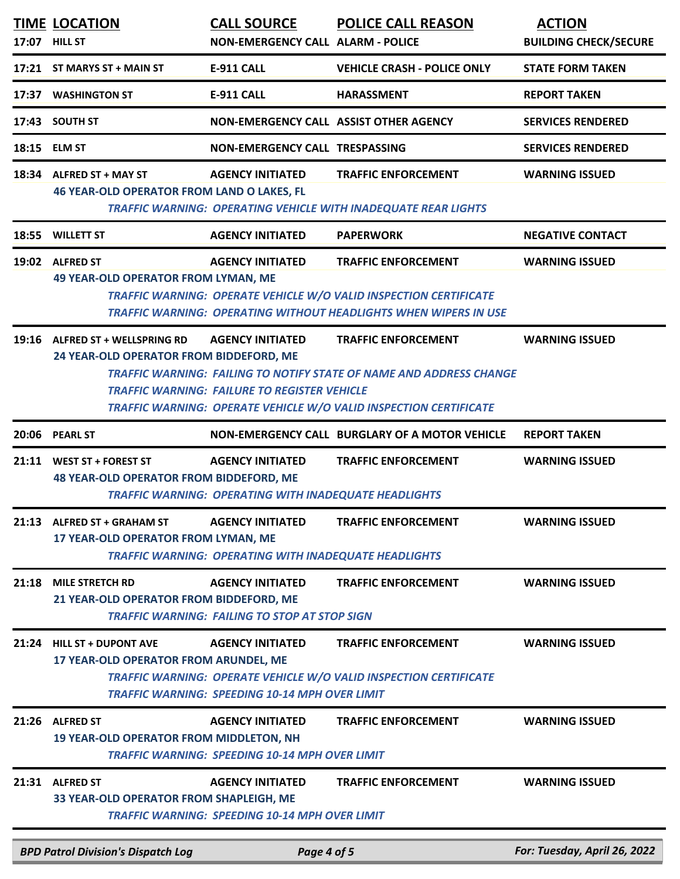| TIME | LOCATION | CALL SOURCE | POLICE CALL REASON | ACTION |
|---|---|---|---|---|
| 17:07 | HILL ST | NON-EMERGENCY CALL | ALARM - POLICE | BUILDING CHECK/SECURE |
| 17:21 | ST MARYS ST + MAIN ST | E-911 CALL | VEHICLE CRASH - POLICE ONLY | STATE FORM TAKEN |
| 17:37 | WASHINGTON ST | E-911 CALL | HARASSMENT | REPORT TAKEN |
| 17:43 | SOUTH ST | NON-EMERGENCY CALL | ASSIST OTHER AGENCY | SERVICES RENDERED |
| 18:15 | ELM ST | NON-EMERGENCY CALL | TRESPASSING | SERVICES RENDERED |
| 18:34 | ALFRED ST + MAY ST<br>46 YEAR-OLD OPERATOR FROM LAND O LAKES, FL<br>*TRAFFIC WARNING: OPERATING VEHICLE WITH INADEQUATE REAR LIGHTS* | AGENCY INITIATED | TRAFFIC ENFORCEMENT | WARNING ISSUED |
| 18:55 | WILLETT ST | AGENCY INITIATED | PAPERWORK | NEGATIVE CONTACT |
| 19:02 | ALFRED ST<br>49 YEAR-OLD OPERATOR FROM LYMAN, ME<br>*TRAFFIC WARNING: OPERATE VEHICLE W/O VALID INSPECTION CERTIFICATE*<br>*TRAFFIC WARNING: OPERATING WITHOUT HEADLIGHTS WHEN WIPERS IN USE* | AGENCY INITIATED | TRAFFIC ENFORCEMENT | WARNING ISSUED |
| 19:16 | ALFRED ST + WELLSPRING RD<br>24 YEAR-OLD OPERATOR FROM BIDDEFORD, ME<br>*TRAFFIC WARNING: FAILING TO NOTIFY STATE OF NAME AND ADDRESS CHANGE*<br>*TRAFFIC WARNING: FAILURE TO REGISTER VEHICLE*<br>*TRAFFIC WARNING: OPERATE VEHICLE W/O VALID INSPECTION CERTIFICATE* | AGENCY INITIATED | TRAFFIC ENFORCEMENT | WARNING ISSUED |
| 20:06 | PEARL ST | NON-EMERGENCY CALL | BURGLARY OF A MOTOR VEHICLE | REPORT TAKEN |
| 21:11 | WEST ST + FOREST ST<br>48 YEAR-OLD OPERATOR FROM BIDDEFORD, ME<br>*TRAFFIC WARNING: OPERATING WITH INADEQUATE HEADLIGHTS* | AGENCY INITIATED | TRAFFIC ENFORCEMENT | WARNING ISSUED |
| 21:13 | ALFRED ST + GRAHAM ST<br>17 YEAR-OLD OPERATOR FROM LYMAN, ME<br>*TRAFFIC WARNING: OPERATING WITH INADEQUATE HEADLIGHTS* | AGENCY INITIATED | TRAFFIC ENFORCEMENT | WARNING ISSUED |
| 21:18 | MILE STRETCH RD<br>21 YEAR-OLD OPERATOR FROM BIDDEFORD, ME<br>*TRAFFIC WARNING: FAILING TO STOP AT STOP SIGN* | AGENCY INITIATED | TRAFFIC ENFORCEMENT | WARNING ISSUED |
| 21:24 | HILL ST + DUPONT AVE<br>17 YEAR-OLD OPERATOR FROM ARUNDEL, ME<br>*TRAFFIC WARNING: OPERATE VEHICLE W/O VALID INSPECTION CERTIFICATE*<br>*TRAFFIC WARNING: SPEEDING 10-14 MPH OVER LIMIT* | AGENCY INITIATED | TRAFFIC ENFORCEMENT | WARNING ISSUED |
| 21:26 | ALFRED ST<br>19 YEAR-OLD OPERATOR FROM MIDDLETON, NH<br>*TRAFFIC WARNING: SPEEDING 10-14 MPH OVER LIMIT* | AGENCY INITIATED | TRAFFIC ENFORCEMENT | WARNING ISSUED |
| 21:31 | ALFRED ST<br>33 YEAR-OLD OPERATOR FROM SHAPLEIGH, ME<br>*TRAFFIC WARNING: SPEEDING 10-14 MPH OVER LIMIT* | AGENCY INITIATED | TRAFFIC ENFORCEMENT | WARNING ISSUED |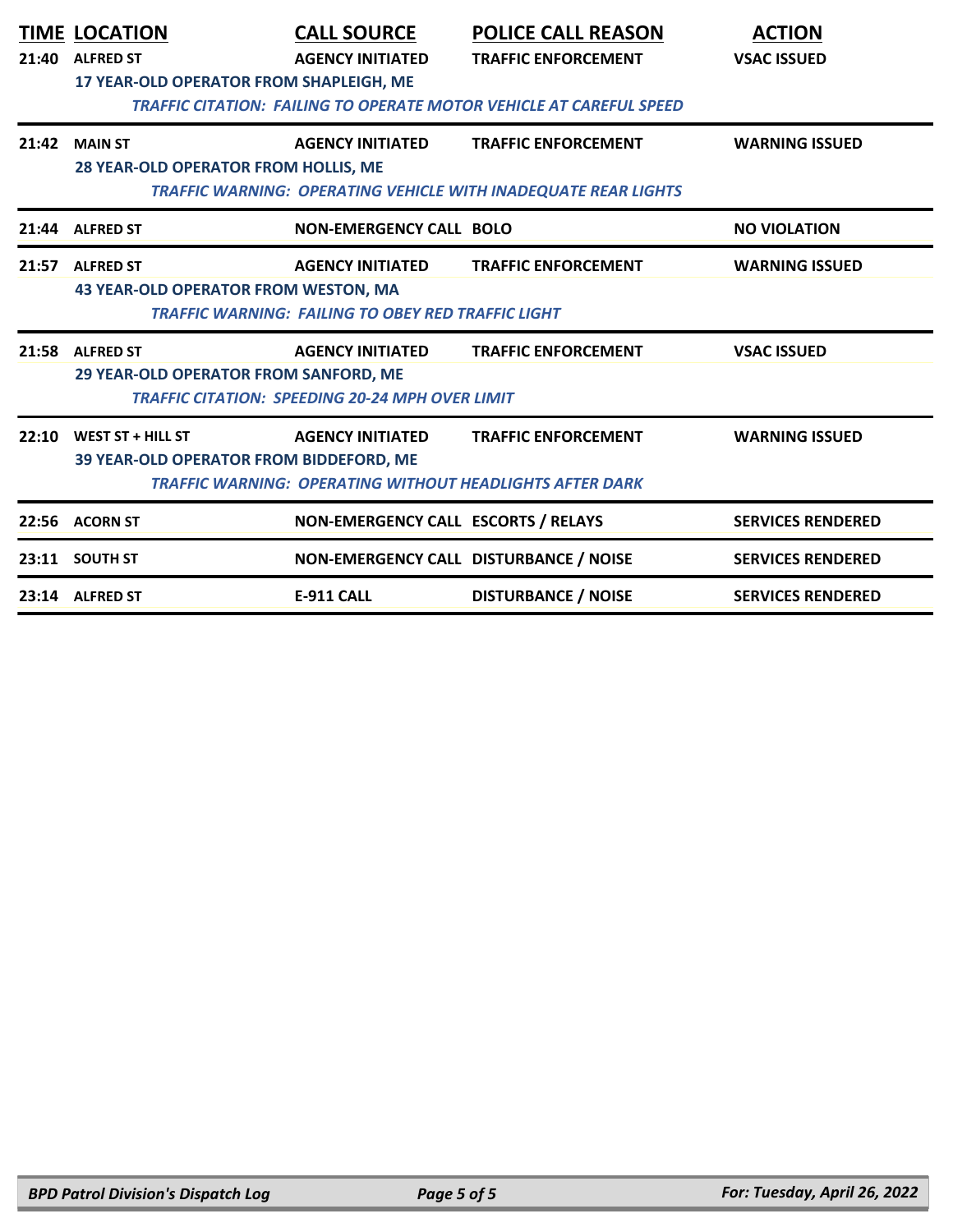| TIME | LOCATION | CALL SOURCE | POLICE CALL REASON | ACTION |
|---|---|---|---|---|
| 21:40 | ALFRED ST | AGENCY INITIATED | TRAFFIC ENFORCEMENT | VSAC ISSUED |
| | 17 YEAR-OLD OPERATOR FROM SHAPLEIGH, ME | | | |
| | *TRAFFIC CITATION: FAILING TO OPERATE MOTOR VEHICLE AT CAREFUL SPEED* | | | |
| 21:42 | MAIN ST | AGENCY INITIATED | TRAFFIC ENFORCEMENT | WARNING ISSUED |
| | 28 YEAR-OLD OPERATOR FROM HOLLIS, ME | | | |
| | *TRAFFIC WARNING: OPERATING VEHICLE WITH INADEQUATE REAR LIGHTS* | | | |
| 21:44 | ALFRED ST | NON-EMERGENCY CALL | BOLO | NO VIOLATION |
| 21:57 | ALFRED ST | AGENCY INITIATED | TRAFFIC ENFORCEMENT | WARNING ISSUED |
| | 43 YEAR-OLD OPERATOR FROM WESTON, MA | | | |
| | *TRAFFIC WARNING: FAILING TO OBEY RED TRAFFIC LIGHT* | | | |
| 21:58 | ALFRED ST | AGENCY INITIATED | TRAFFIC ENFORCEMENT | VSAC ISSUED |
| | 29 YEAR-OLD OPERATOR FROM SANFORD, ME | | | |
| | *TRAFFIC CITATION: SPEEDING 20-24 MPH OVER LIMIT* | | | |
| 22:10 | WEST ST + HILL ST | AGENCY INITIATED | TRAFFIC ENFORCEMENT | WARNING ISSUED |
| | 39 YEAR-OLD OPERATOR FROM BIDDEFORD, ME | | | |
| | *TRAFFIC WARNING: OPERATING WITHOUT HEADLIGHTS AFTER DARK* | | | |
| 22:56 | ACORN ST | NON-EMERGENCY CALL | ESCORTS / RELAYS | SERVICES RENDERED |
| 23:11 | SOUTH ST | NON-EMERGENCY CALL | DISTURBANCE / NOISE | SERVICES RENDERED |
| 23:14 | ALFRED ST | E-911 CALL | DISTURBANCE / NOISE | SERVICES RENDERED |